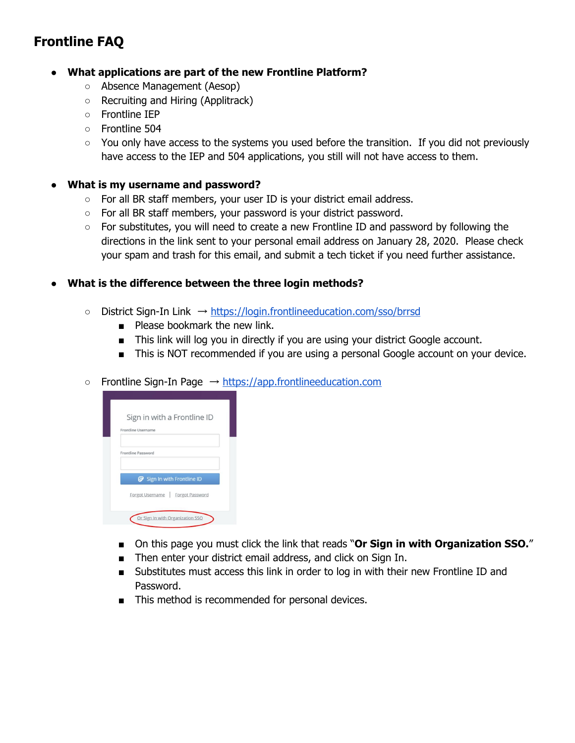# Frontline FAQ

- **What applications are part of the new Frontline Platform?**
  - Absence Management (Aesop)
  - Recruiting and Hiring (Applitrack)
  - Frontline IEP
  - Frontline 504
  - You only have access to the systems you used before the transition. If you did not previously have access to the IEP and 504 applications, you still will not have access to them.

- **What is my username and password?**
  - For all BR staff members, your user ID is your district email address.
  - For all BR staff members, your password is your district password.
  - For substitutes, you will need to create a new Frontline ID and password by following the directions in the link sent to your personal email address on January 28, 2020. Please check your spam and trash for this email, and submit a tech ticket if you need further assistance.

- **What is the difference between the three login methods?**
  - District Sign-In Link → https://login.frontlineeducation.com/sso/brrsd
    - Please bookmark the new link.
    - This link will log you in directly if you are using your district Google account.
    - This is NOT recommended if you are using a personal Google account on your device.
  - Frontline Sign-In Page → https://app.frontlineeducation.com

    Sign in with a Frontline ID

    Frontline Username

    Frontline Password

    Sign In with Frontline ID

    Forgot Username | Forgot Password

    Or Sign In with Organization SSO

    - On this page you must click the link that reads "**Or Sign in with Organization SSO.**"
    - Then enter your district email address, and click on Sign In.
    - Substitutes must access this link in order to log in with their new Frontline ID and Password.
    - This method is recommended for personal devices.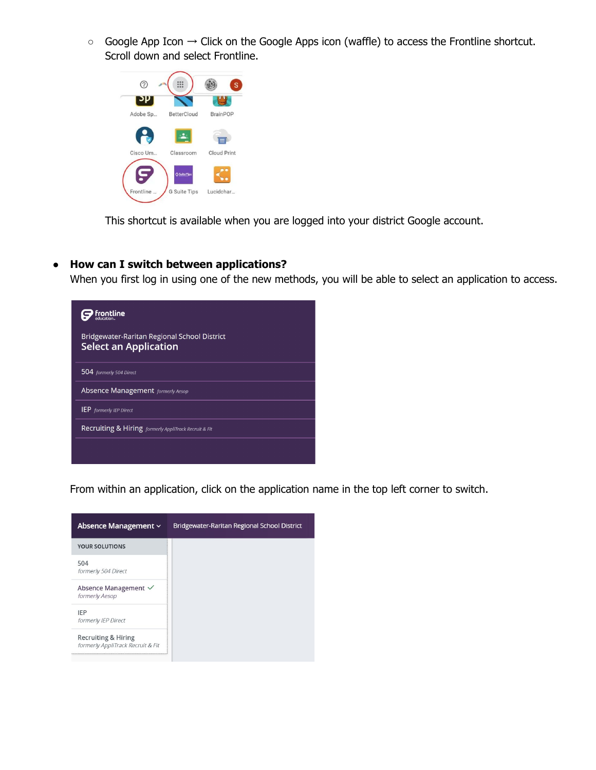- Google App Icon → Click on the Google Apps icon (waffle) to access the Frontline shortcut. Scroll down and select Frontline.

  This shortcut is available when you are logged into your district Google account.

- **How can I switch between applications?**
  When you first log in using one of the new methods, you will be able to select an application to access.

  From within an application, click on the application name in the top left corner to switch.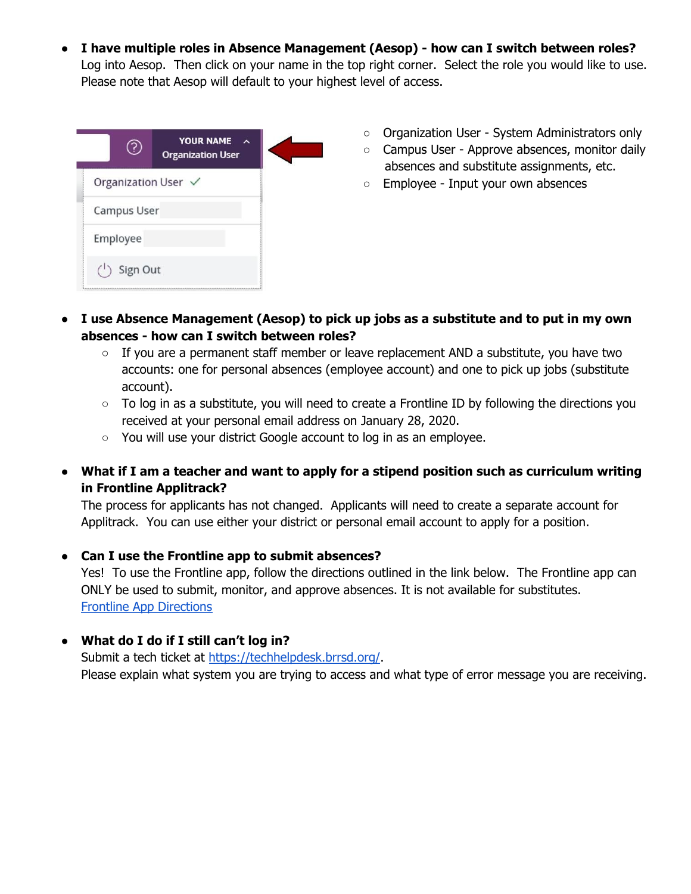- **I have multiple roles in Absence Management (Aesop) - how can I switch between roles?** Log into Aesop. Then click on your name in the top right corner. Select the role you would like to use. Please note that Aesop will default to your highest level of access.

  - Organization User - System Administrators only
  - Campus User - Approve absences, monitor daily absences and substitute assignments, etc.
  - Employee - Input your own absences

- **I use Absence Management (Aesop) to pick up jobs as a substitute and to put in my own absences - how can I switch between roles?**
  - If you are a permanent staff member or leave replacement AND a substitute, you have two accounts: one for personal absences (employee account) and one to pick up jobs (substitute account).
  - To log in as a substitute, you will need to create a Frontline ID by following the directions you received at your personal email address on January 28, 2020.
  - You will use your district Google account to log in as an employee.

- **What if I am a teacher and want to apply for a stipend position such as curriculum writing in Frontline Applitrack?** The process for applicants has not changed. Applicants will need to create a separate account for Applitrack. You can use either your district or personal email account to apply for a position.

- **Can I use the Frontline app to submit absences?** Yes! To use the Frontline app, follow the directions outlined in the link below. The Frontline app can ONLY be used to submit, monitor, and approve absences. It is not available for substitutes. [Frontline App Directions]

- **What do I do if I still can't log in?** Submit a tech ticket at https://techhelpdesk.brrsd.org/. Please explain what system you are trying to access and what type of error message you are receiving.